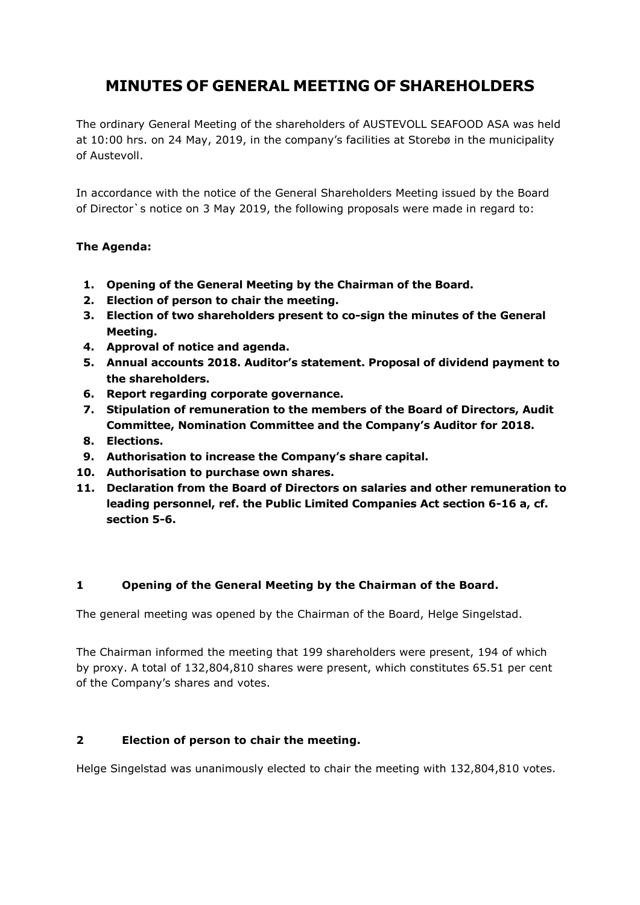# MINUTES OF GENERAL MEETING OF SHAREHOLDERS

The ordinary General Meeting of the shareholders of AUSTEVOLL SEAFOOD ASA was held at 10:00 hrs. on 24 May, 2019, in the company's facilities at Storebø in the municipality of Austevoll.

In accordance with the notice of the General Shareholders Meeting issued by the Board of Director`s notice on 3 May 2019, the following proposals were made in regard to:

**The Agenda:**

1. **Opening of the General Meeting by the Chairman of the Board.**
2. **Election of person to chair the meeting.**
3. **Election of two shareholders present to co-sign the minutes of the General Meeting.**
4. **Approval of notice and agenda.**
5. **Annual accounts 2018. Auditor's statement. Proposal of dividend payment to the shareholders.**
6. **Report regarding corporate governance.**
7. **Stipulation of remuneration to the members of the Board of Directors, Audit Committee, Nomination Committee and the Company's Auditor for 2018.**
8. **Elections.**
9. **Authorisation to increase the Company's share capital.**
10. **Authorisation to purchase own shares.**
11. **Declaration from the Board of Directors on salaries and other remuneration to leading personnel, ref. the Public Limited Companies Act section 6-16 a, cf. section 5-6.**

## 1 Opening of the General Meeting by the Chairman of the Board.

The general meeting was opened by the Chairman of the Board, Helge Singelstad.

The Chairman informed the meeting that 199 shareholders were present, 194 of which by proxy. A total of 132,804,810 shares were present, which constitutes 65.51 per cent of the Company's shares and votes.

## 2 Election of person to chair the meeting.

Helge Singelstad was unanimously elected to chair the meeting with 132,804,810 votes.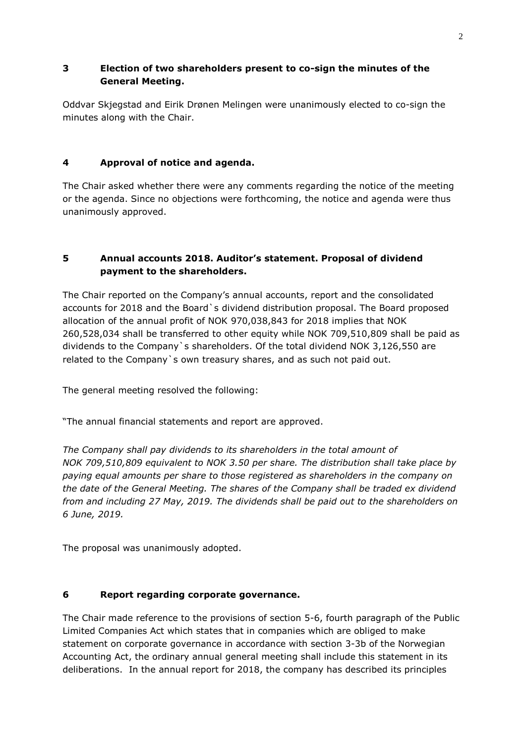### 3 Election of two shareholders present to co-sign the minutes of the General Meeting.

Oddvar Skjegstad and Eirik Drønen Melingen were unanimously elected to co-sign the minutes along with the Chair.

### 4 Approval of notice and agenda.

The Chair asked whether there were any comments regarding the notice of the meeting or the agenda. Since no objections were forthcoming, the notice and agenda were thus unanimously approved.

### 5 Annual accounts 2018. Auditor's statement. Proposal of dividend payment to the shareholders.

The Chair reported on the Company's annual accounts, report and the consolidated accounts for 2018 and the Board`s dividend distribution proposal. The Board proposed allocation of the annual profit of NOK 970,038,843 for 2018 implies that NOK 260,528,034 shall be transferred to other equity while NOK 709,510,809 shall be paid as dividends to the Company`s shareholders. Of the total dividend NOK 3,126,550 are related to the Company`s own treasury shares, and as such not paid out.

The general meeting resolved the following:

"The annual financial statements and report are approved.

*The Company shall pay dividends to its shareholders in the total amount of NOK 709,510,809 equivalent to NOK 3.50 per share. The distribution shall take place by paying equal amounts per share to those registered as shareholders in the company on the date of the General Meeting. The shares of the Company shall be traded ex dividend from and including 27 May, 2019. The dividends shall be paid out to the shareholders on 6 June, 2019.*

The proposal was unanimously adopted.

### 6 Report regarding corporate governance.

The Chair made reference to the provisions of section 5-6, fourth paragraph of the Public Limited Companies Act which states that in companies which are obliged to make statement on corporate governance in accordance with section 3-3b of the Norwegian Accounting Act, the ordinary annual general meeting shall include this statement in its deliberations. In the annual report for 2018, the company has described its principles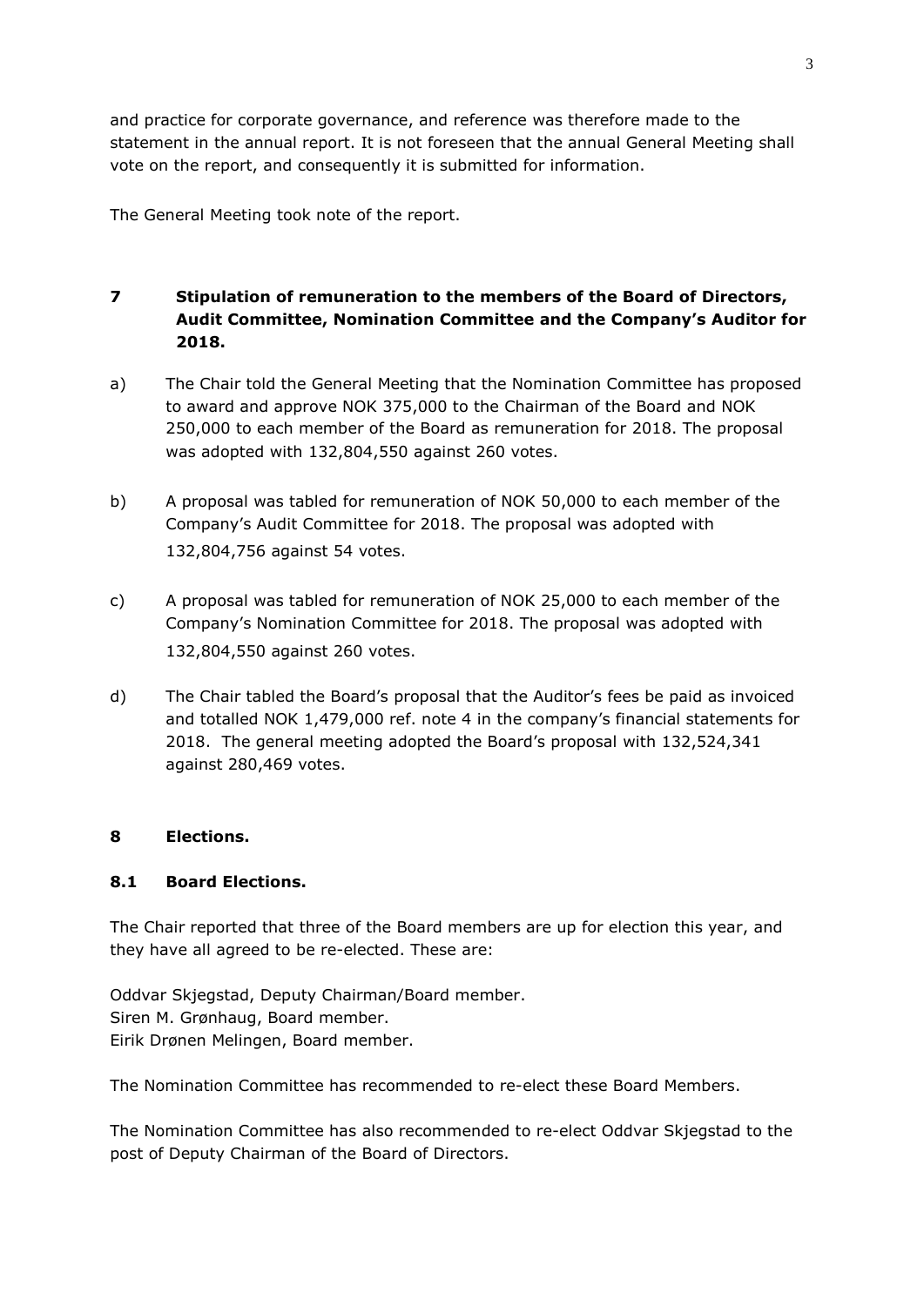and practice for corporate governance, and reference was therefore made to the statement in the annual report. It is not foreseen that the annual General Meeting shall vote on the report, and consequently it is submitted for information.

The General Meeting took note of the report.

## 7 Stipulation of remuneration to the members of the Board of Directors, Audit Committee, Nomination Committee and the Company's Auditor for 2018.

a) The Chair told the General Meeting that the Nomination Committee has proposed to award and approve NOK 375,000 to the Chairman of the Board and NOK 250,000 to each member of the Board as remuneration for 2018. The proposal was adopted with 132,804,550 against 260 votes.

b) A proposal was tabled for remuneration of NOK 50,000 to each member of the Company's Audit Committee for 2018. The proposal was adopted with 132,804,756 against 54 votes.

c) A proposal was tabled for remuneration of NOK 25,000 to each member of the Company's Nomination Committee for 2018. The proposal was adopted with 132,804,550 against 260 votes.

d) The Chair tabled the Board's proposal that the Auditor's fees be paid as invoiced and totalled NOK 1,479,000 ref. note 4 in the company's financial statements for 2018. The general meeting adopted the Board's proposal with 132,524,341 against 280,469 votes.

## 8 Elections.

### 8.1 Board Elections.

The Chair reported that three of the Board members are up for election this year, and they have all agreed to be re-elected. These are:

Oddvar Skjegstad, Deputy Chairman/Board member.
Siren M. Grønhaug, Board member.
Eirik Drønen Melingen, Board member.

The Nomination Committee has recommended to re-elect these Board Members.

The Nomination Committee has also recommended to re-elect Oddvar Skjegstad to the post of Deputy Chairman of the Board of Directors.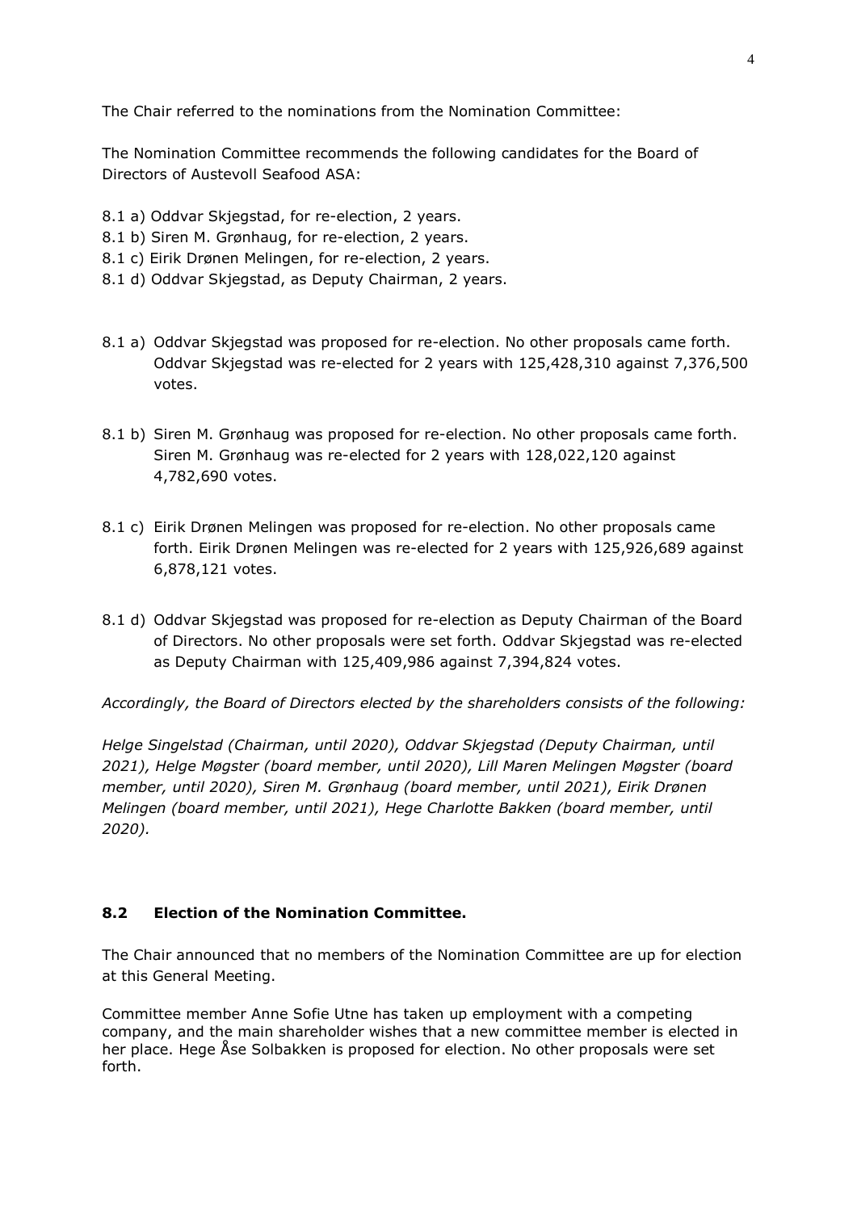The Chair referred to the nominations from the Nomination Committee:

The Nomination Committee recommends the following candidates for the Board of Directors of Austevoll Seafood ASA:

8.1 a) Oddvar Skjegstad, for re-election, 2 years.
8.1 b) Siren M. Grønhaug, for re-election, 2 years.
8.1 c) Eirik Drønen Melingen, for re-election, 2 years.
8.1 d) Oddvar Skjegstad, as Deputy Chairman, 2 years.

8.1 a) Oddvar Skjegstad was proposed for re-election. No other proposals came forth. Oddvar Skjegstad was re-elected for 2 years with 125,428,310 against 7,376,500 votes.

8.1 b) Siren M. Grønhaug was proposed for re-election. No other proposals came forth. Siren M. Grønhaug was re-elected for 2 years with 128,022,120 against 4,782,690 votes.

8.1 c) Eirik Drønen Melingen was proposed for re-election. No other proposals came forth. Eirik Drønen Melingen was re-elected for 2 years with 125,926,689 against 6,878,121 votes.

8.1 d) Oddvar Skjegstad was proposed for re-election as Deputy Chairman of the Board of Directors. No other proposals were set forth. Oddvar Skjegstad was re-elected as Deputy Chairman with 125,409,986 against 7,394,824 votes.

*Accordingly, the Board of Directors elected by the shareholders consists of the following:*

*Helge Singelstad (Chairman, until 2020), Oddvar Skjegstad (Deputy Chairman, until 2021), Helge Møgster (board member, until 2020), Lill Maren Melingen Møgster (board member, until 2020), Siren M. Grønhaug (board member, until 2021), Eirik Drønen Melingen (board member, until 2021), Hege Charlotte Bakken (board member, until 2020).*

### 8.2 Election of the Nomination Committee.

The Chair announced that no members of the Nomination Committee are up for election at this General Meeting.

Committee member Anne Sofie Utne has taken up employment with a competing company, and the main shareholder wishes that a new committee member is elected in her place. Hege Åse Solbakken is proposed for election. No other proposals were set forth.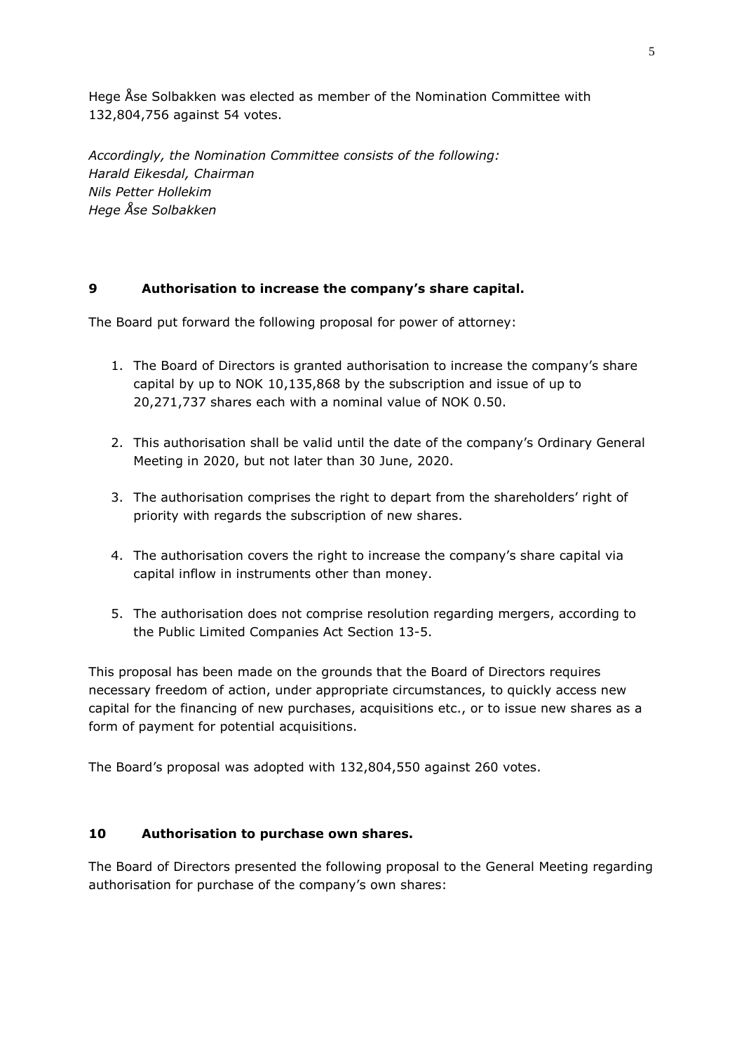Hege Åse Solbakken was elected as member of the Nomination Committee with 132,804,756 against 54 votes.

*Accordingly, the Nomination Committee consists of the following:*
*Harald Eikesdal, Chairman*
*Nils Petter Hollekim*
*Hege Åse Solbakken*

## 9 Authorisation to increase the company's share capital.

The Board put forward the following proposal for power of attorney:

1. The Board of Directors is granted authorisation to increase the company's share capital by up to NOK 10,135,868 by the subscription and issue of up to 20,271,737 shares each with a nominal value of NOK 0.50.

2. This authorisation shall be valid until the date of the company's Ordinary General Meeting in 2020, but not later than 30 June, 2020.

3. The authorisation comprises the right to depart from the shareholders' right of priority with regards the subscription of new shares.

4. The authorisation covers the right to increase the company's share capital via capital inflow in instruments other than money.

5. The authorisation does not comprise resolution regarding mergers, according to the Public Limited Companies Act Section 13-5.

This proposal has been made on the grounds that the Board of Directors requires necessary freedom of action, under appropriate circumstances, to quickly access new capital for the financing of new purchases, acquisitions etc., or to issue new shares as a form of payment for potential acquisitions.

The Board's proposal was adopted with 132,804,550 against 260 votes.

## 10 Authorisation to purchase own shares.

The Board of Directors presented the following proposal to the General Meeting regarding authorisation for purchase of the company's own shares: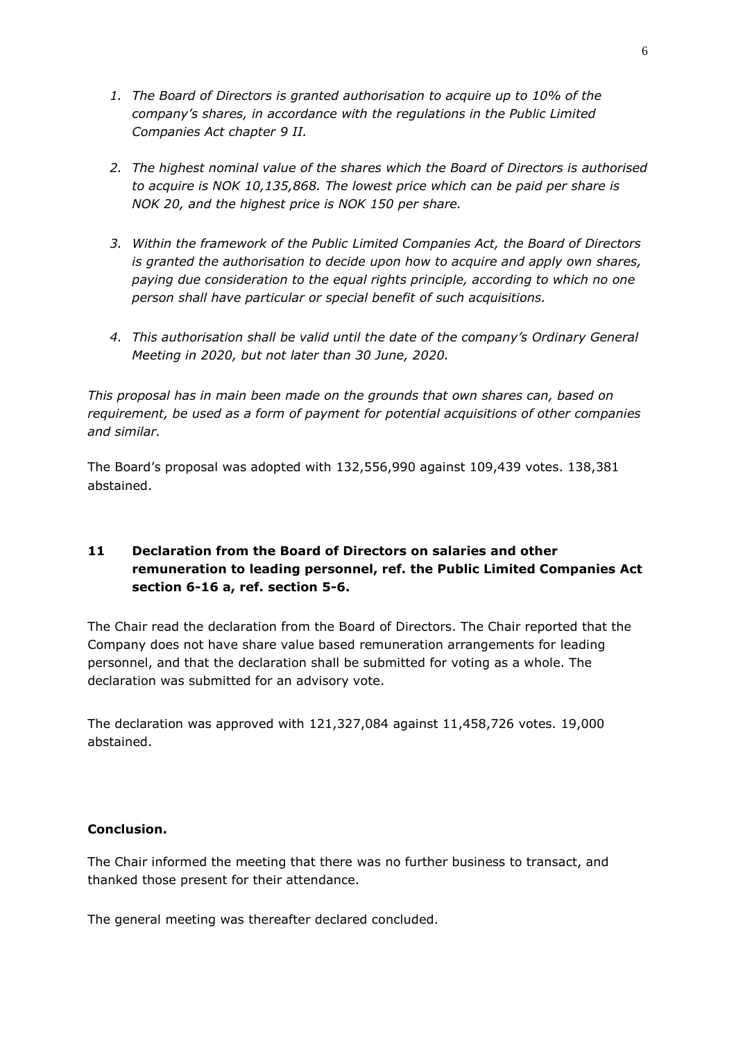1. *The Board of Directors is granted authorisation to acquire up to 10% of the company's shares, in accordance with the regulations in the Public Limited Companies Act chapter 9 II.*

2. *The highest nominal value of the shares which the Board of Directors is authorised to acquire is NOK 10,135,868. The lowest price which can be paid per share is NOK 20, and the highest price is NOK 150 per share.*

3. *Within the framework of the Public Limited Companies Act, the Board of Directors is granted the authorisation to decide upon how to acquire and apply own shares, paying due consideration to the equal rights principle, according to which no one person shall have particular or special benefit of such acquisitions.*

4. *This authorisation shall be valid until the date of the company's Ordinary General Meeting in 2020, but not later than 30 June, 2020.*

*This proposal has in main been made on the grounds that own shares can, based on requirement, be used as a form of payment for potential acquisitions of other companies and similar.*

The Board's proposal was adopted with 132,556,990 against 109,439 votes. 138,381 abstained.

## 11 Declaration from the Board of Directors on salaries and other remuneration to leading personnel, ref. the Public Limited Companies Act section 6-16 a, ref. section 5-6.

The Chair read the declaration from the Board of Directors. The Chair reported that the Company does not have share value based remuneration arrangements for leading personnel, and that the declaration shall be submitted for voting as a whole. The declaration was submitted for an advisory vote.

The declaration was approved with 121,327,084 against 11,458,726 votes. 19,000 abstained.

**Conclusion.**

The Chair informed the meeting that there was no further business to transact, and thanked those present for their attendance.

The general meeting was thereafter declared concluded.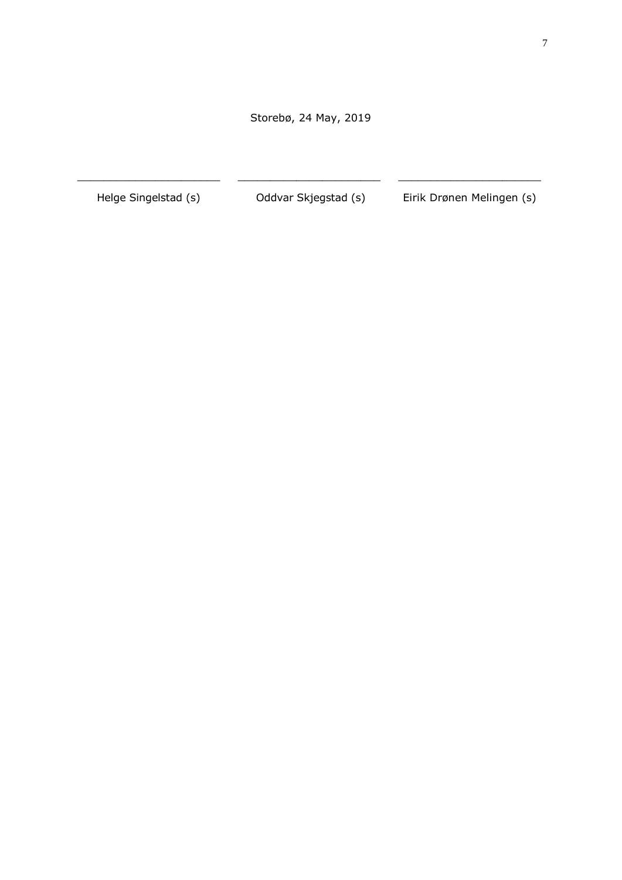Storebø, 24 May, 2019

| | | |
|---|---|---|
| \_\_\_\_\_\_\_\_\_\_\_\_\_\_\_\_\_\_\_\_\_\_ | \_\_\_\_\_\_\_\_\_\_\_\_\_\_\_\_\_\_\_\_\_\_ | \_\_\_\_\_\_\_\_\_\_\_\_\_\_\_\_\_\_\_\_\_\_ |
| Helge Singelstad (s) | Oddvar Skjegstad (s) | Eirik Drønen Melingen (s) |